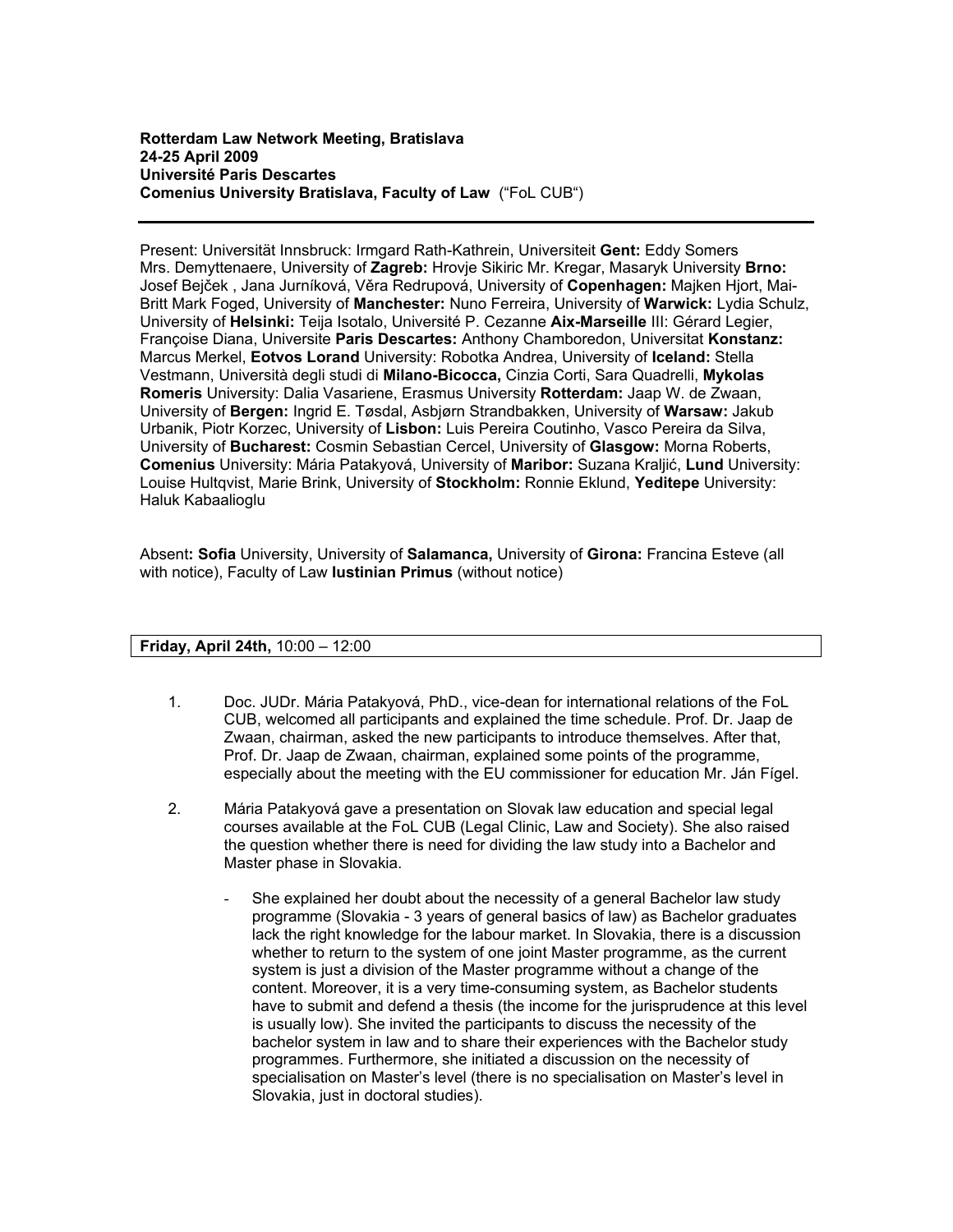**Rotterdam Law Network Meeting, Bratislava**
**24-25 April 2009**
**Université Paris Descartes**
**Comenius University Bratislava, Faculty of Law** ("FoL CUB")

---

Present: Universität Innsbruck: Irmgard Rath-Kathrein, Universiteit **Gent:** Eddy Somers Mrs. Demyttenaere, University of **Zagreb:** Hrovje Sikiric Mr. Kregar, Masaryk University **Brno:** Josef Bejček , Jana Jurníková, Věra Redrupová, University of **Copenhagen:** Majken Hjort, Mai-Britt Mark Foged, University of **Manchester:** Nuno Ferreira, University of **Warwick:** Lydia Schulz, University of **Helsinki:** Teija Isotalo, Université P. Cezanne **Aix-Marseille** III: Gérard Legier, Françoise Diana, Universite **Paris Descartes:** Anthony Chamboredon, Universitat **Konstanz:** Marcus Merkel, **Eotvos Lorand** University: Robotka Andrea, University of **Iceland:** Stella Vestmann, Università degli studi di **Milano-Bicocca,** Cinzia Corti, Sara Quadrelli, **Mykolas Romeris** University: Dalia Vasariene, Erasmus University **Rotterdam:** Jaap W. de Zwaan, University of **Bergen:** Ingrid E. Tøsdal, Asbjørn Strandbakken, University of **Warsaw:** Jakub Urbanik, Piotr Korzec, University of **Lisbon:** Luis Pereira Coutinho, Vasco Pereira da Silva, University of **Bucharest:** Cosmin Sebastian Cercel, University of **Glasgow:** Morna Roberts, **Comenius** University: Mária Patakyová, University of **Maribor:** Suzana Kraljić, **Lund** University: Louise Hultqvist, Marie Brink, University of **Stockholm:** Ronnie Eklund, **Yeditepe** University: Haluk Kabaalioglu

Absent**: Sofia** University, University of **Salamanca,** University of **Girona:** Francina Esteve (all with notice), Faculty of Law **Iustinian Primus** (without notice)

**Friday, April 24th,** 10:00 – 12:00

1. Doc. JUDr. Mária Patakyová, PhD., vice-dean for international relations of the FoL CUB, welcomed all participants and explained the time schedule. Prof. Dr. Jaap de Zwaan, chairman, asked the new participants to introduce themselves. After that, Prof. Dr. Jaap de Zwaan, chairman, explained some points of the programme, especially about the meeting with the EU commissioner for education Mr. Ján Fígel.

2. Mária Patakyová gave a presentation on Slovak law education and special legal courses available at the FoL CUB (Legal Clinic, Law and Society). She also raised the question whether there is need for dividing the law study into a Bachelor and Master phase in Slovakia.

   - She explained her doubt about the necessity of a general Bachelor law study programme (Slovakia - 3 years of general basics of law) as Bachelor graduates lack the right knowledge for the labour market. In Slovakia, there is a discussion whether to return to the system of one joint Master programme, as the current system is just a division of the Master programme without a change of the content. Moreover, it is a very time-consuming system, as Bachelor students have to submit and defend a thesis (the income for the jurisprudence at this level is usually low). She invited the participants to discuss the necessity of the bachelor system in law and to share their experiences with the Bachelor study programmes. Furthermore, she initiated a discussion on the necessity of specialisation on Master's level (there is no specialisation on Master's level in Slovakia, just in doctoral studies).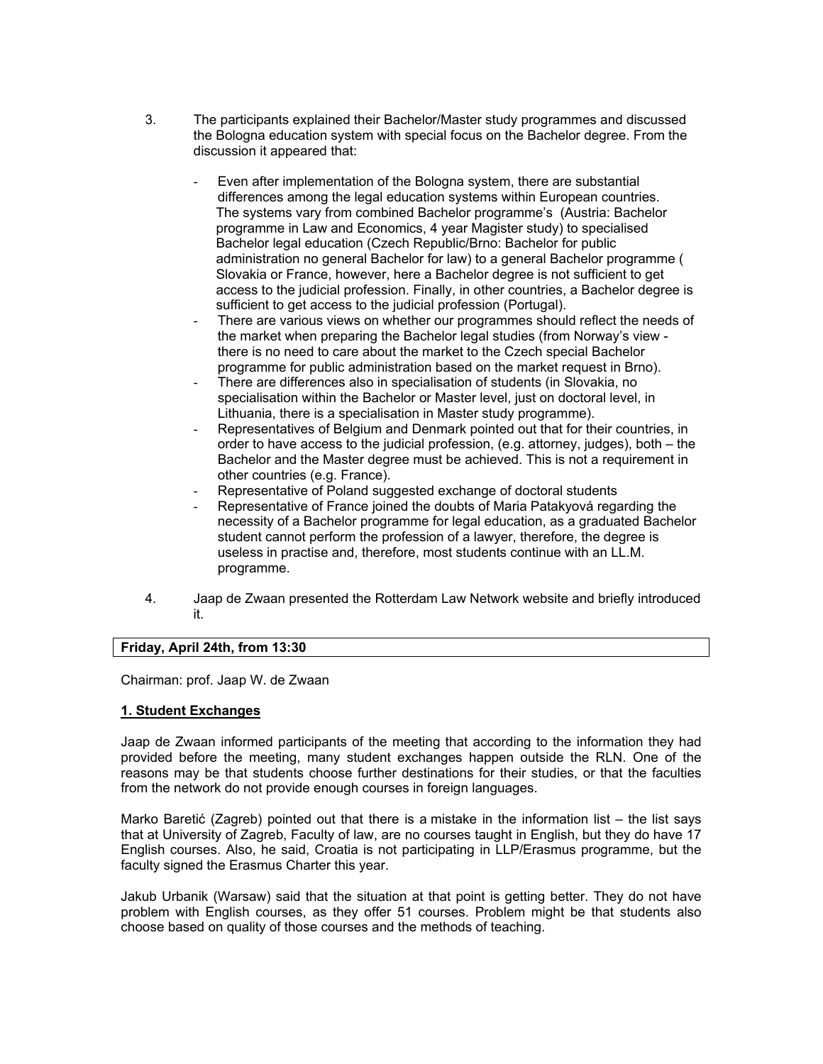3. The participants explained their Bachelor/Master study programmes and discussed the Bologna education system with special focus on the Bachelor degree. From the discussion it appeared that:

   - Even after implementation of the Bologna system, there are substantial differences among the legal education systems within European countries. The systems vary from combined Bachelor programme's (Austria: Bachelor programme in Law and Economics, 4 year Magister study) to specialised Bachelor legal education (Czech Republic/Brno: Bachelor for public administration no general Bachelor for law) to a general Bachelor programme ( Slovakia or France, however, here a Bachelor degree is not sufficient to get access to the judicial profession. Finally, in other countries, a Bachelor degree is sufficient to get access to the judicial profession (Portugal).
   - There are various views on whether our programmes should reflect the needs of the market when preparing the Bachelor legal studies (from Norway's view - there is no need to care about the market to the Czech special Bachelor programme for public administration based on the market request in Brno).
   - There are differences also in specialisation of students (in Slovakia, no specialisation within the Bachelor or Master level, just on doctoral level, in Lithuania, there is a specialisation in Master study programme).
   - Representatives of Belgium and Denmark pointed out that for their countries, in order to have access to the judicial profession, (e.g. attorney, judges), both – the Bachelor and the Master degree must be achieved. This is not a requirement in other countries (e.g. France).
   - Representative of Poland suggested exchange of doctoral students
   - Representative of France joined the doubts of Maria Patakyová regarding the necessity of a Bachelor programme for legal education, as a graduated Bachelor student cannot perform the profession of a lawyer, therefore, the degree is useless in practise and, therefore, most students continue with an LL.M. programme.

4. Jaap de Zwaan presented the Rotterdam Law Network website and briefly introduced it.

| **Friday, April 24th, from 13:30** |
|---|

Chairman: prof. Jaap W. de Zwaan

**1. Student Exchanges**

Jaap de Zwaan informed participants of the meeting that according to the information they had provided before the meeting, many student exchanges happen outside the RLN. One of the reasons may be that students choose further destinations for their studies, or that the faculties from the network do not provide enough courses in foreign languages.

Marko Baretić (Zagreb) pointed out that there is a mistake in the information list – the list says that at University of Zagreb, Faculty of law, are no courses taught in English, but they do have 17 English courses. Also, he said, Croatia is not participating in LLP/Erasmus programme, but the faculty signed the Erasmus Charter this year.

Jakub Urbanik (Warsaw) said that the situation at that point is getting better. They do not have problem with English courses, as they offer 51 courses. Problem might be that students also choose based on quality of those courses and the methods of teaching.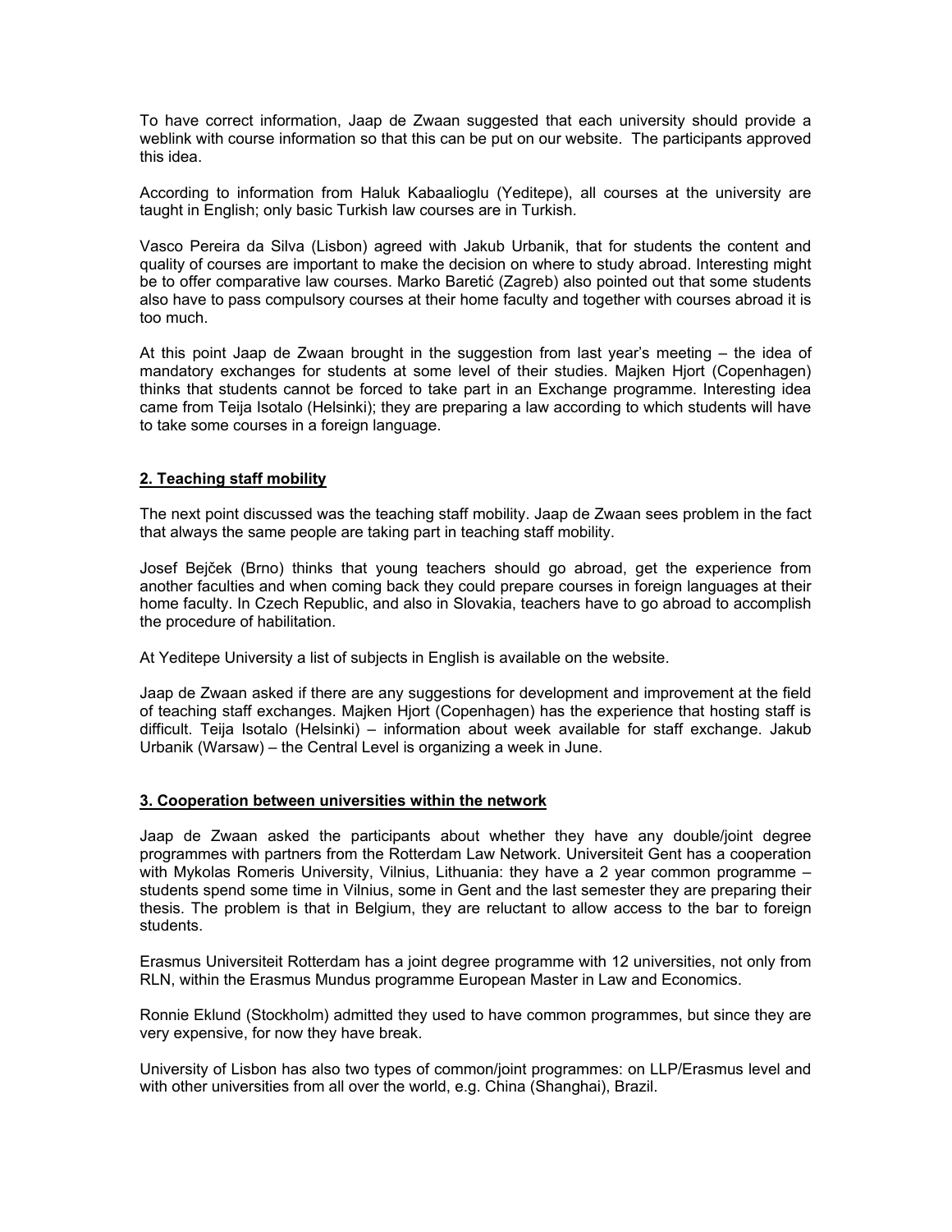To have correct information, Jaap de Zwaan suggested that each university should provide a weblink with course information so that this can be put on our website. The participants approved this idea.

According to information from Haluk Kabaalioglu (Yeditepe), all courses at the university are taught in English; only basic Turkish law courses are in Turkish.

Vasco Pereira da Silva (Lisbon) agreed with Jakub Urbanik, that for students the content and quality of courses are important to make the decision on where to study abroad. Interesting might be to offer comparative law courses. Marko Baretić (Zagreb) also pointed out that some students also have to pass compulsory courses at their home faculty and together with courses abroad it is too much.

At this point Jaap de Zwaan brought in the suggestion from last year's meeting – the idea of mandatory exchanges for students at some level of their studies. Majken Hjort (Copenhagen) thinks that students cannot be forced to take part in an Exchange programme. Interesting idea came from Teija Isotalo (Helsinki); they are preparing a law according to which students will have to take some courses in a foreign language.

## 2. Teaching staff mobility

The next point discussed was the teaching staff mobility. Jaap de Zwaan sees problem in the fact that always the same people are taking part in teaching staff mobility.

Josef Bejček (Brno) thinks that young teachers should go abroad, get the experience from another faculties and when coming back they could prepare courses in foreign languages at their home faculty. In Czech Republic, and also in Slovakia, teachers have to go abroad to accomplish the procedure of habilitation.

At Yeditepe University a list of subjects in English is available on the website.

Jaap de Zwaan asked if there are any suggestions for development and improvement at the field of teaching staff exchanges. Majken Hjort (Copenhagen) has the experience that hosting staff is difficult. Teija Isotalo (Helsinki) – information about week available for staff exchange. Jakub Urbanik (Warsaw) – the Central Level is organizing a week in June.

## 3. Cooperation between universities within the network

Jaap de Zwaan asked the participants about whether they have any double/joint degree programmes with partners from the Rotterdam Law Network. Universiteit Gent has a cooperation with Mykolas Romeris University, Vilnius, Lithuania: they have a 2 year common programme – students spend some time in Vilnius, some in Gent and the last semester they are preparing their thesis. The problem is that in Belgium, they are reluctant to allow access to the bar to foreign students.

Erasmus Universiteit Rotterdam has a joint degree programme with 12 universities, not only from RLN, within the Erasmus Mundus programme European Master in Law and Economics.

Ronnie Eklund (Stockholm) admitted they used to have common programmes, but since they are very expensive, for now they have break.

University of Lisbon has also two types of common/joint programmes: on LLP/Erasmus level and with other universities from all over the world, e.g. China (Shanghai), Brazil.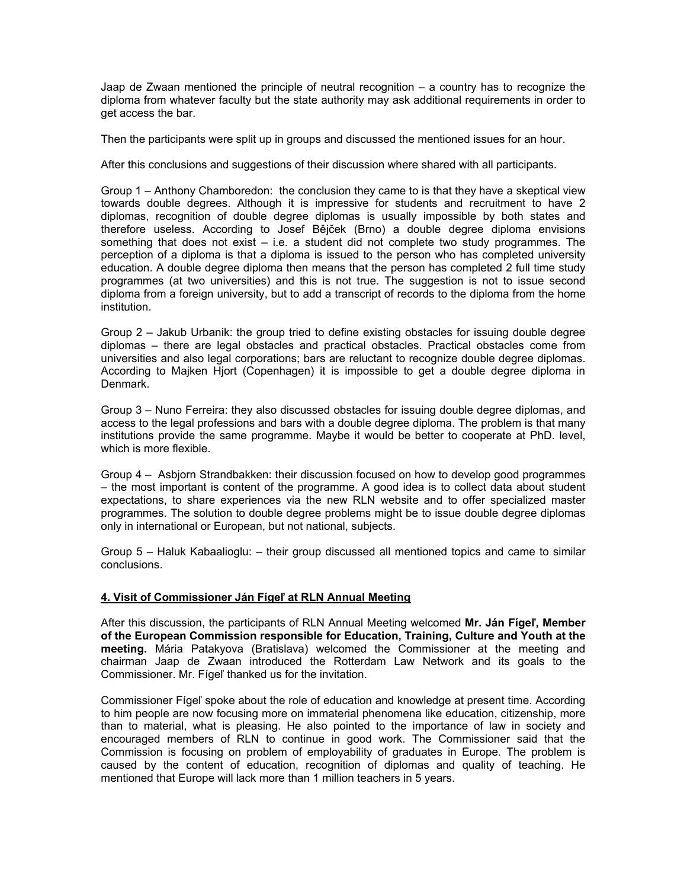Jaap de Zwaan mentioned the principle of neutral recognition – a country has to recognize the diploma from whatever faculty but the state authority may ask additional requirements in order to get access the bar.

Then the participants were split up in groups and discussed the mentioned issues for an hour.

After this conclusions and suggestions of their discussion where shared with all participants.

Group 1 – Anthony Chamboredon: the conclusion they came to is that they have a skeptical view towards double degrees. Although it is impressive for students and recruitment to have 2 diplomas, recognition of double degree diplomas is usually impossible by both states and therefore useless. According to Josef Bějček (Brno) a double degree diploma envisions something that does not exist – i.e. a student did not complete two study programmes. The perception of a diploma is that a diploma is issued to the person who has completed university education. A double degree diploma then means that the person has completed 2 full time study programmes (at two universities) and this is not true. The suggestion is not to issue second diploma from a foreign university, but to add a transcript of records to the diploma from the home institution.

Group 2 – Jakub Urbanik: the group tried to define existing obstacles for issuing double degree diplomas – there are legal obstacles and practical obstacles. Practical obstacles come from universities and also legal corporations; bars are reluctant to recognize double degree diplomas. According to Majken Hjort (Copenhagen) it is impossible to get a double degree diploma in Denmark.

Group 3 – Nuno Ferreira: they also discussed obstacles for issuing double degree diplomas, and access to the legal professions and bars with a double degree diploma. The problem is that many institutions provide the same programme. Maybe it would be better to cooperate at PhD. level, which is more flexible.

Group 4 – Asbjorn Strandbakken: their discussion focused on how to develop good programmes – the most important is content of the programme. A good idea is to collect data about student expectations, to share experiences via the new RLN website and to offer specialized master programmes. The solution to double degree problems might be to issue double degree diplomas only in international or European, but not national, subjects.

Group 5 – Haluk Kabaalioglu: – their group discussed all mentioned topics and came to similar conclusions.

## 4. Visit of Commissioner Ján Fígeľ at RLN Annual Meeting

After this discussion, the participants of RLN Annual Meeting welcomed **Mr. Ján Fígeľ, Member of the European Commission responsible for Education, Training, Culture and Youth at the meeting.** Mária Patakyova (Bratislava) welcomed the Commissioner at the meeting and chairman Jaap de Zwaan introduced the Rotterdam Law Network and its goals to the Commissioner. Mr. Fígeľ thanked us for the invitation.

Commissioner Fígeľ spoke about the role of education and knowledge at present time. According to him people are now focusing more on immaterial phenomena like education, citizenship, more than to material, what is pleasing. He also pointed to the importance of law in society and encouraged members of RLN to continue in good work. The Commissioner said that the Commission is focusing on problem of employability of graduates in Europe. The problem is caused by the content of education, recognition of diplomas and quality of teaching. He mentioned that Europe will lack more than 1 million teachers in 5 years.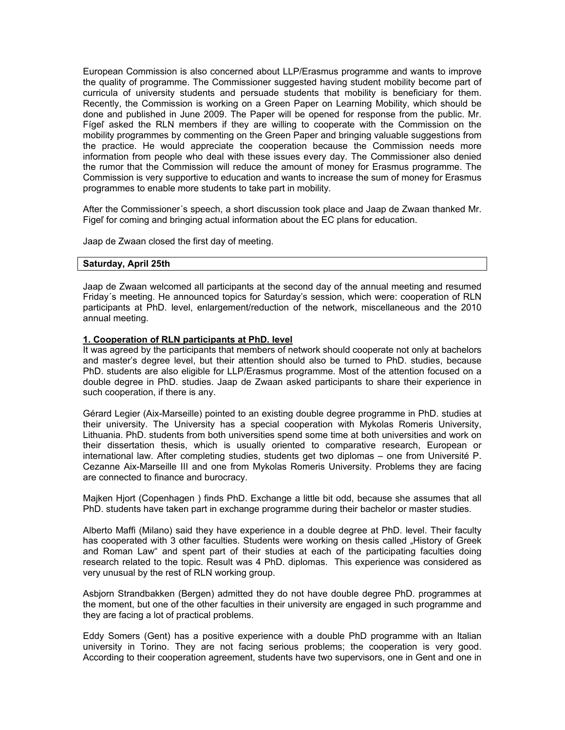European Commission is also concerned about LLP/Erasmus programme and wants to improve the quality of programme. The Commissioner suggested having student mobility become part of curricula of university students and persuade students that mobility is beneficiary for them. Recently, the Commission is working on a Green Paper on Learning Mobility, which should be done and published in June 2009. The Paper will be opened for response from the public. Mr. Fígeľ asked the RLN members if they are willing to cooperate with the Commission on the mobility programmes by commenting on the Green Paper and bringing valuable suggestions from the practice. He would appreciate the cooperation because the Commission needs more information from people who deal with these issues every day. The Commissioner also denied the rumor that the Commission will reduce the amount of money for Erasmus programme. The Commission is very supportive to education and wants to increase the sum of money for Erasmus programmes to enable more students to take part in mobility.

After the Commissioner´s speech, a short discussion took place and Jaap de Zwaan thanked Mr. Figeľ for coming and bringing actual information about the EC plans for education.

Jaap de Zwaan closed the first day of meeting.

| **Saturday, April 25th** |
| --- |

Jaap de Zwaan welcomed all participants at the second day of the annual meeting and resumed Friday´s meeting. He announced topics for Saturday's session, which were: cooperation of RLN participants at PhD. level, enlargement/reduction of the network, miscellaneous and the 2010 annual meeting.

**1. Cooperation of RLN participants at PhD. level**

It was agreed by the participants that members of network should cooperate not only at bachelors and master's degree level, but their attention should also be turned to PhD. studies, because PhD. students are also eligible for LLP/Erasmus programme. Most of the attention focused on a double degree in PhD. studies. Jaap de Zwaan asked participants to share their experience in such cooperation, if there is any.

Gérard Legier (Aix-Marseille) pointed to an existing double degree programme in PhD. studies at their university. The University has a special cooperation with Mykolas Romeris University, Lithuania. PhD. students from both universities spend some time at both universities and work on their dissertation thesis, which is usually oriented to comparative research, European or international law. After completing studies, students get two diplomas – one from Université P. Cezanne Aix-Marseille III and one from Mykolas Romeris University. Problems they are facing are connected to finance and burocracy.

Majken Hjort (Copenhagen ) finds PhD. Exchange a little bit odd, because she assumes that all PhD. students have taken part in exchange programme during their bachelor or master studies.

Alberto Maffi (Milano) said they have experience in a double degree at PhD. level. Their faculty has cooperated with 3 other faculties. Students were working on thesis called „History of Greek and Roman Law" and spent part of their studies at each of the participating faculties doing research related to the topic. Result was 4 PhD. diplomas. This experience was considered as very unusual by the rest of RLN working group.

Asbjorn Strandbakken (Bergen) admitted they do not have double degree PhD. programmes at the moment, but one of the other faculties in their university are engaged in such programme and they are facing a lot of practical problems.

Eddy Somers (Gent) has a positive experience with a double PhD programme with an Italian university in Torino. They are not facing serious problems; the cooperation is very good. According to their cooperation agreement, students have two supervisors, one in Gent and one in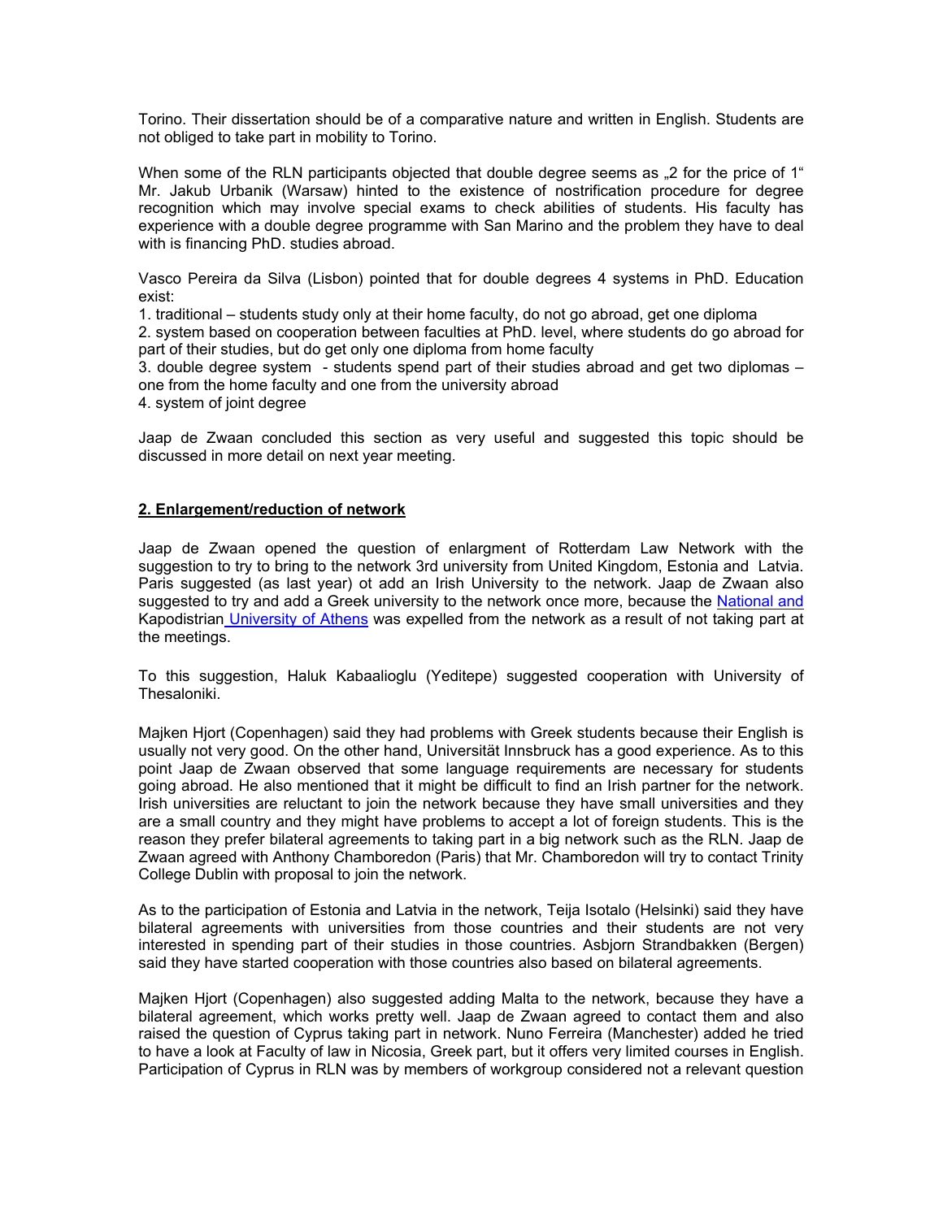Torino. Their dissertation should be of a comparative nature and written in English. Students are not obliged to take part in mobility to Torino.

When some of the RLN participants objected that double degree seems as „2 for the price of 1" Mr. Jakub Urbanik (Warsaw) hinted to the existence of nostrification procedure for degree recognition which may involve special exams to check abilities of students. His faculty has experience with a double degree programme with San Marino and the problem they have to deal with is financing PhD. studies abroad.

Vasco Pereira da Silva (Lisbon) pointed that for double degrees 4 systems in PhD. Education exist:

1. traditional – students study only at their home faculty, do not go abroad, get one diploma
2. system based on cooperation between faculties at PhD. level, where students do go abroad for part of their studies, but do get only one diploma from home faculty
3. double degree system - students spend part of their studies abroad and get two diplomas – one from the home faculty and one from the university abroad
4. system of joint degree

Jaap de Zwaan concluded this section as very useful and suggested this topic should be discussed in more detail on next year meeting.

## 2. Enlargement/reduction of network

Jaap de Zwaan opened the question of enlargment of Rotterdam Law Network with the suggestion to try to bring to the network 3rd university from United Kingdom, Estonia and Latvia. Paris suggested (as last year) ot add an Irish University to the network. Jaap de Zwaan also suggested to try and add a Greek university to the network once more, because the National and Kapodistrian University of Athens was expelled from the network as a result of not taking part at the meetings.

To this suggestion, Haluk Kabaalioglu (Yeditepe) suggested cooperation with University of Thesaloniki.

Majken Hjort (Copenhagen) said they had problems with Greek students because their English is usually not very good. On the other hand, Universität Innsbruck has a good experience. As to this point Jaap de Zwaan observed that some language requirements are necessary for students going abroad. He also mentioned that it might be difficult to find an Irish partner for the network. Irish universities are reluctant to join the network because they have small universities and they are a small country and they might have problems to accept a lot of foreign students. This is the reason they prefer bilateral agreements to taking part in a big network such as the RLN. Jaap de Zwaan agreed with Anthony Chamboredon (Paris) that Mr. Chamboredon will try to contact Trinity College Dublin with proposal to join the network.

As to the participation of Estonia and Latvia in the network, Teija Isotalo (Helsinki) said they have bilateral agreements with universities from those countries and their students are not very interested in spending part of their studies in those countries. Asbjorn Strandbakken (Bergen) said they have started cooperation with those countries also based on bilateral agreements.

Majken Hjort (Copenhagen) also suggested adding Malta to the network, because they have a bilateral agreement, which works pretty well. Jaap de Zwaan agreed to contact them and also raised the question of Cyprus taking part in network. Nuno Ferreira (Manchester) added he tried to have a look at Faculty of law in Nicosia, Greek part, but it offers very limited courses in English. Participation of Cyprus in RLN was by members of workgroup considered not a relevant question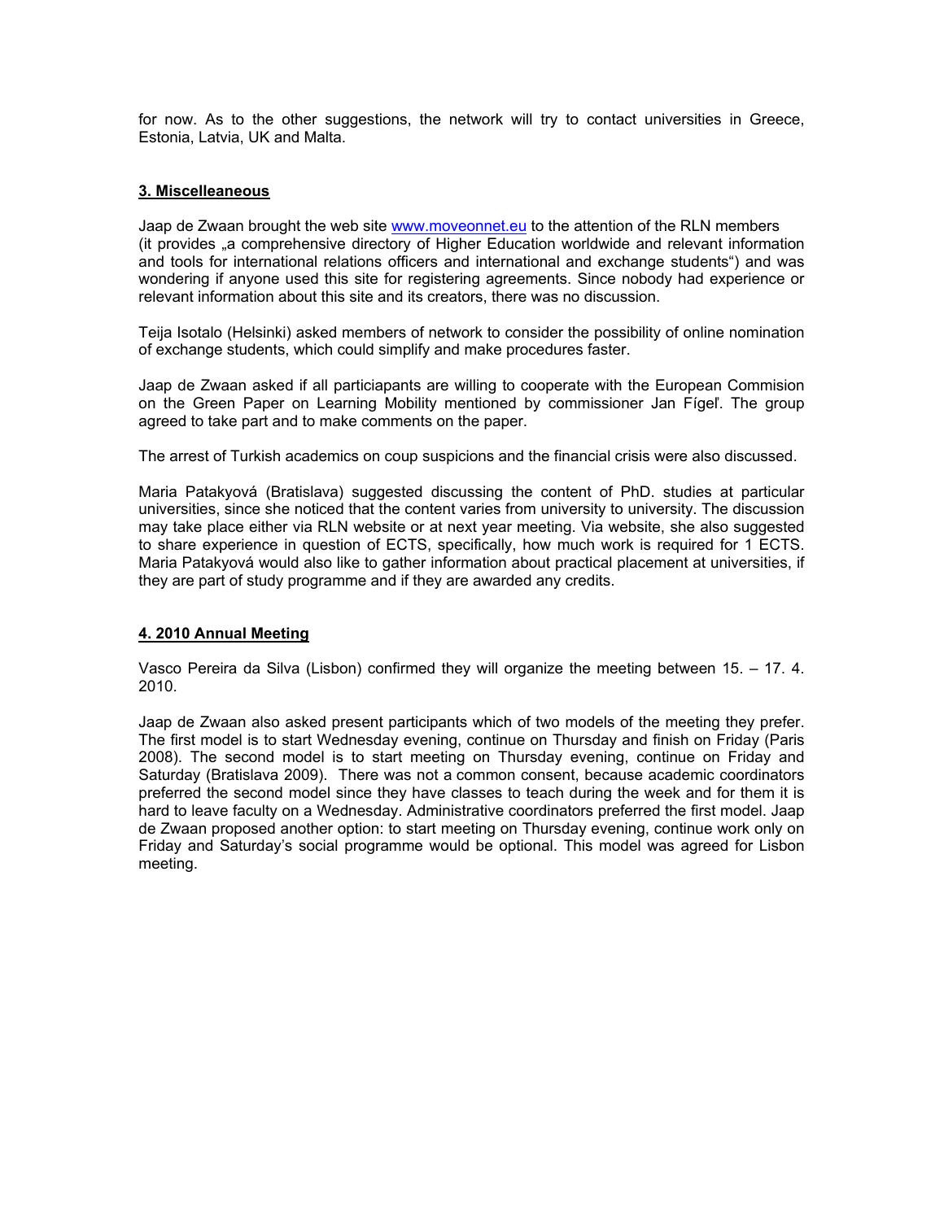for now. As to the other suggestions, the network will try to contact universities in Greece, Estonia, Latvia, UK and Malta.

## 3. Miscelleaneous

Jaap de Zwaan brought the web site www.moveonnet.eu to the attention of the RLN members (it provides „a comprehensive directory of Higher Education worldwide and relevant information and tools for international relations officers and international and exchange students") and was wondering if anyone used this site for registering agreements. Since nobody had experience or relevant information about this site and its creators, there was no discussion.

Teija Isotalo (Helsinki) asked members of network to consider the possibility of online nomination of exchange students, which could simplify and make procedures faster.

Jaap de Zwaan asked if all particiapants are willing to cooperate with the European Commision on the Green Paper on Learning Mobility mentioned by commissioner Jan Fígeľ. The group agreed to take part and to make comments on the paper.

The arrest of Turkish academics on coup suspicions and the financial crisis were also discussed.

Maria Patakyová (Bratislava) suggested discussing the content of PhD. studies at particular universities, since she noticed that the content varies from university to university. The discussion may take place either via RLN website or at next year meeting. Via website, she also suggested to share experience in question of ECTS, specifically, how much work is required for 1 ECTS. Maria Patakyová would also like to gather information about practical placement at universities, if they are part of study programme and if they are awarded any credits.

## 4. 2010 Annual Meeting

Vasco Pereira da Silva (Lisbon) confirmed they will organize the meeting between 15. – 17. 4. 2010.

Jaap de Zwaan also asked present participants which of two models of the meeting they prefer. The first model is to start Wednesday evening, continue on Thursday and finish on Friday (Paris 2008). The second model is to start meeting on Thursday evening, continue on Friday and Saturday (Bratislava 2009). There was not a common consent, because academic coordinators preferred the second model since they have classes to teach during the week and for them it is hard to leave faculty on a Wednesday. Administrative coordinators preferred the first model. Jaap de Zwaan proposed another option: to start meeting on Thursday evening, continue work only on Friday and Saturday's social programme would be optional. This model was agreed for Lisbon meeting.